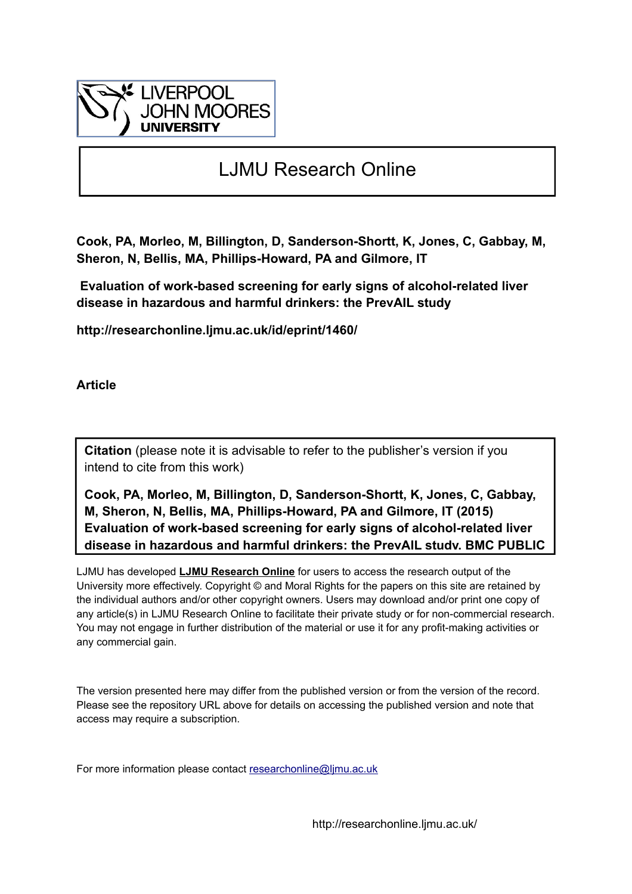LIVERPOOL JOHN MOORES UNIVERSITY

# LJMU Research Online

**Cook, PA, Morleo, M, Billington, D, Sanderson-Shortt, K, Jones, C, Gabbay, M, Sheron, N, Bellis, MA, Phillips-Howard, PA and Gilmore, IT**

**Evaluation of work-based screening for early signs of alcohol-related liver disease in hazardous and harmful drinkers: the PrevAIL study**

**http://researchonline.ljmu.ac.uk/id/eprint/1460/**

**Article**

**Citation** (please note it is advisable to refer to the publisher's version if you intend to cite from this work)

**Cook, PA, Morleo, M, Billington, D, Sanderson-Shortt, K, Jones, C, Gabbay, M, Sheron, N, Bellis, MA, Phillips-Howard, PA and Gilmore, IT (2015) Evaluation of work-based screening for early signs of alcohol-related liver disease in hazardous and harmful drinkers: the PrevAIL study. BMC PUBLIC**

LJMU has developed **LJMU Research Online** for users to access the research output of the University more effectively. Copyright © and Moral Rights for the papers on this site are retained by the individual authors and/or other copyright owners. Users may download and/or print one copy of any article(s) in LJMU Research Online to facilitate their private study or for non-commercial research. You may not engage in further distribution of the material or use it for any profit-making activities or any commercial gain.

The version presented here may differ from the published version or from the version of the record. Please see the repository URL above for details on accessing the published version and note that access may require a subscription.

For more information please contact researchonline@ljmu.ac.uk

http://researchonline.ljmu.ac.uk/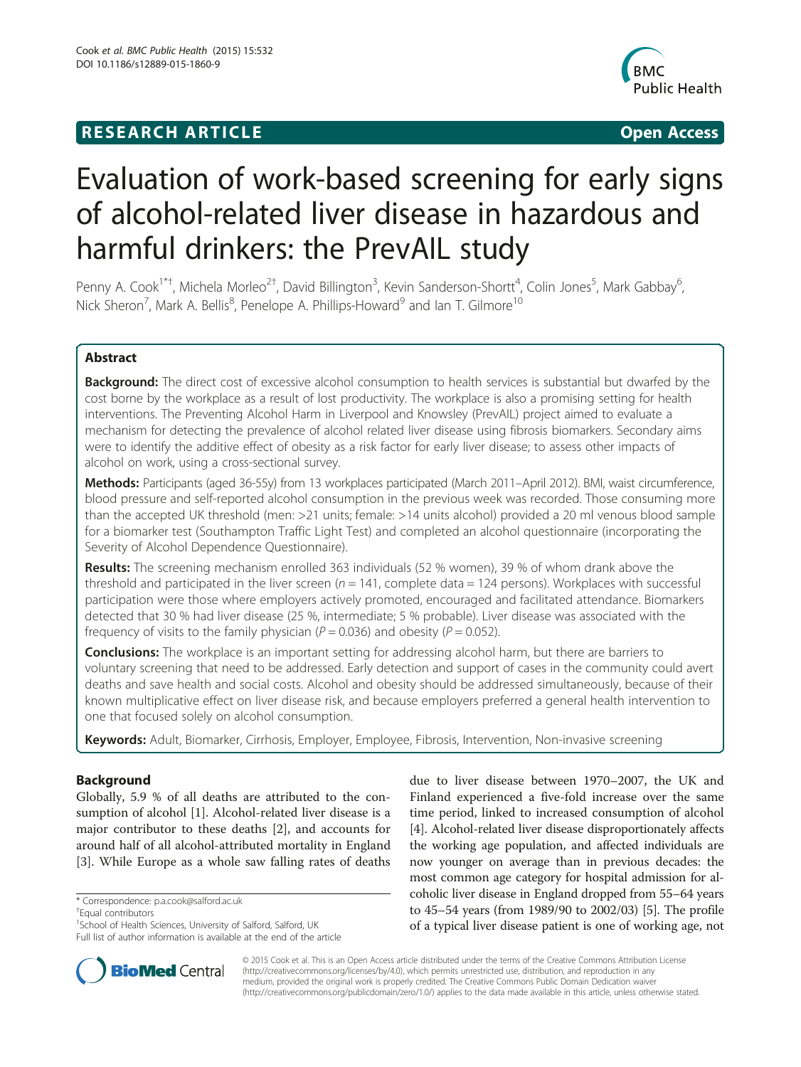# RESEARCH ARTICLE

**Open Access**

# Evaluation of work-based screening for early signs of alcohol-related liver disease in hazardous and harmful drinkers: the PrevAIL study

Penny A. Cook[1*†], Michela Morleo[2†], David Billington[3], Kevin Sanderson-Shortt[4], Colin Jones[5], Mark Gabbay[6], Nick Sheron[7], Mark A. Bellis[8], Penelope A. Phillips-Howard[9] and Ian T. Gilmore[10]

## Abstract

**Background:** The direct cost of excessive alcohol consumption to health services is substantial but dwarfed by the cost borne by the workplace as a result of lost productivity. The workplace is also a promising setting for health interventions. The Preventing Alcohol Harm in Liverpool and Knowsley (PrevAIL) project aimed to evaluate a mechanism for detecting the prevalence of alcohol related liver disease using fibrosis biomarkers. Secondary aims were to identify the additive effect of obesity as a risk factor for early liver disease; to assess other impacts of alcohol on work, using a cross-sectional survey.

**Methods:** Participants (aged 36-55y) from 13 workplaces participated (March 2011–April 2012). BMI, waist circumference, blood pressure and self-reported alcohol consumption in the previous week was recorded. Those consuming more than the accepted UK threshold (men: >21 units; female: >14 units alcohol) provided a 20 ml venous blood sample for a biomarker test (Southampton Traffic Light Test) and completed an alcohol questionnaire (incorporating the Severity of Alcohol Dependence Questionnaire).

**Results:** The screening mechanism enrolled 363 individuals (52 % women), 39 % of whom drank above the threshold and participated in the liver screen ($n = 141$, complete data = 124 persons). Workplaces with successful participation were those where employers actively promoted, encouraged and facilitated attendance. Biomarkers detected that 30 % had liver disease (25 %, intermediate; 5 % probable). Liver disease was associated with the frequency of visits to the family physician ($P = 0.036$) and obesity ($P = 0.052$).

**Conclusions:** The workplace is an important setting for addressing alcohol harm, but there are barriers to voluntary screening that need to be addressed. Early detection and support of cases in the community could avert deaths and save health and social costs. Alcohol and obesity should be addressed simultaneously, because of their known multiplicative effect on liver disease risk, and because employers preferred a general health intervention to one that focused solely on alcohol consumption.

**Keywords:** Adult, Biomarker, Cirrhosis, Employer, Employee, Fibrosis, Intervention, Non-invasive screening

## Background

Globally, 5.9 % of all deaths are attributed to the consumption of alcohol [1]. Alcohol-related liver disease is a major contributor to these deaths [2], and accounts for around half of all alcohol-attributed mortality in England [3]. While Europe as a whole saw falling rates of deaths due to liver disease between 1970–2007, the UK and Finland experienced a five-fold increase over the same time period, linked to increased consumption of alcohol [4]. Alcohol-related liver disease disproportionately affects the working age population, and affected individuals are now younger on average than in previous decades: the most common age category for hospital admission for alcoholic liver disease in England dropped from 55–64 years to 45–54 years (from 1989/90 to 2002/03) [5]. The profile of a typical liver disease patient is one of working age, not

\* Correspondence: p.a.cook@salford.ac.uk
†Equal contributors
[1]School of Health Sciences, University of Salford, Salford, UK
Full list of author information is available at the end of the article

© 2015 Cook et al. This is an Open Access article distributed under the terms of the Creative Commons Attribution License (http://creativecommons.org/licenses/by/4.0), which permits unrestricted use, distribution, and reproduction in any medium, provided the original work is properly credited. The Creative Commons Public Domain Dedication waiver (http://creativecommons.org/publicdomain/zero/1.0/) applies to the data made available in this article, unless otherwise stated.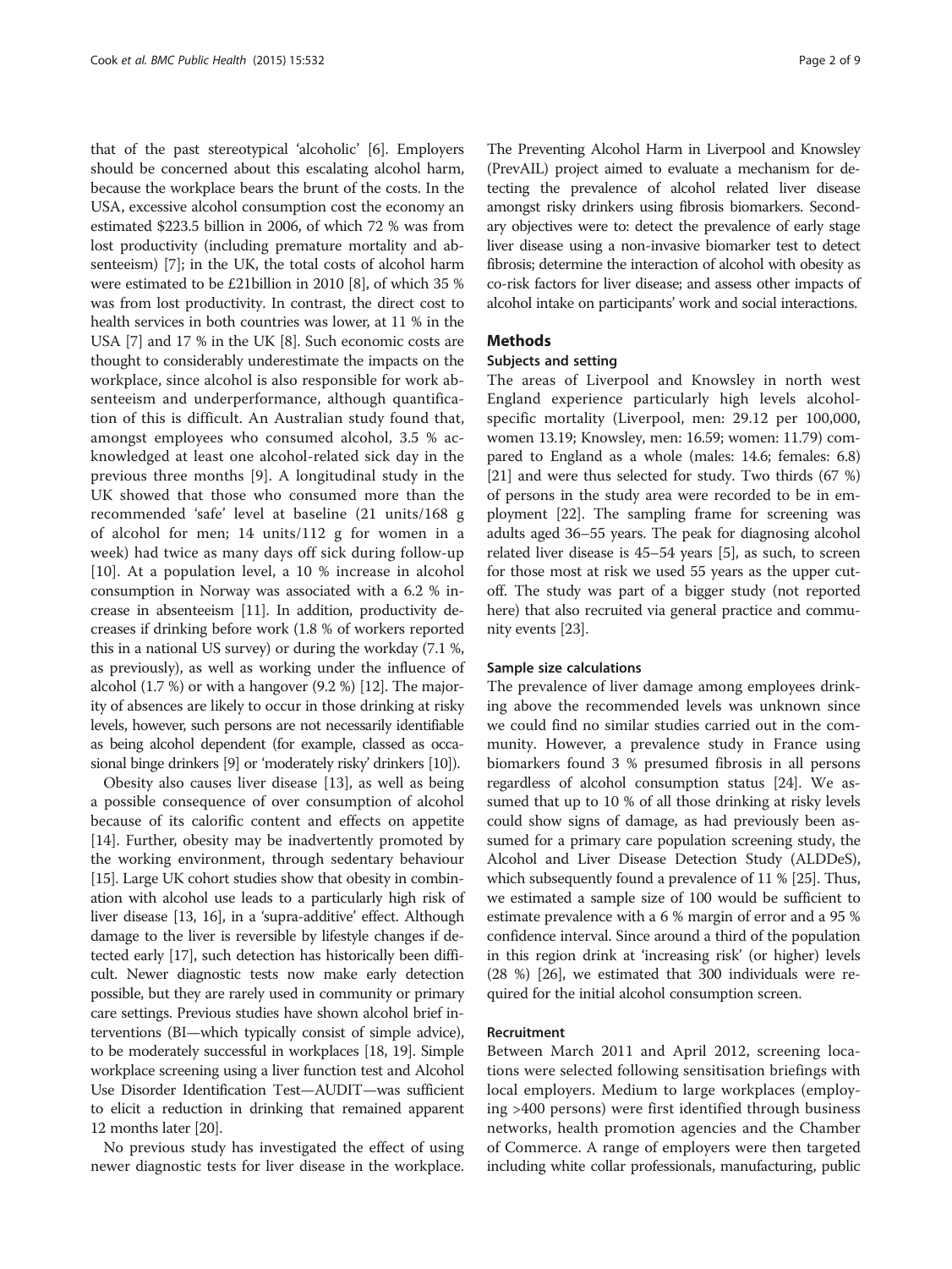that of the past stereotypical 'alcoholic' [6]. Employers should be concerned about this escalating alcohol harm, because the workplace bears the brunt of the costs. In the USA, excessive alcohol consumption cost the economy an estimated \$223.5 billion in 2006, of which 72 % was from lost productivity (including premature mortality and absenteeism) [7]; in the UK, the total costs of alcohol harm were estimated to be £21billion in 2010 [8], of which 35 % was from lost productivity. In contrast, the direct cost to health services in both countries was lower, at 11 % in the USA [7] and 17 % in the UK [8]. Such economic costs are thought to considerably underestimate the impacts on the workplace, since alcohol is also responsible for work absenteeism and underperformance, although quantification of this is difficult. An Australian study found that, amongst employees who consumed alcohol, 3.5 % acknowledged at least one alcohol-related sick day in the previous three months [9]. A longitudinal study in the UK showed that those who consumed more than the recommended 'safe' level at baseline (21 units/168 g of alcohol for men; 14 units/112 g for women in a week) had twice as many days off sick during follow-up [10]. At a population level, a 10 % increase in alcohol consumption in Norway was associated with a 6.2 % increase in absenteeism [11]. In addition, productivity decreases if drinking before work (1.8 % of workers reported this in a national US survey) or during the workday (7.1 %, as previously), as well as working under the influence of alcohol (1.7 %) or with a hangover (9.2 %) [12]. The majority of absences are likely to occur in those drinking at risky levels, however, such persons are not necessarily identifiable as being alcohol dependent (for example, classed as occasional binge drinkers [9] or 'moderately risky' drinkers [10]).

Obesity also causes liver disease [13], as well as being a possible consequence of over consumption of alcohol because of its calorific content and effects on appetite [14]. Further, obesity may be inadvertently promoted by the working environment, through sedentary behaviour [15]. Large UK cohort studies show that obesity in combination with alcohol use leads to a particularly high risk of liver disease [13, 16], in a 'supra-additive' effect. Although damage to the liver is reversible by lifestyle changes if detected early [17], such detection has historically been difficult. Newer diagnostic tests now make early detection possible, but they are rarely used in community or primary care settings. Previous studies have shown alcohol brief interventions (BI—which typically consist of simple advice), to be moderately successful in workplaces [18, 19]. Simple workplace screening using a liver function test and Alcohol Use Disorder Identification Test—AUDIT—was sufficient to elicit a reduction in drinking that remained apparent 12 months later [20].

No previous study has investigated the effect of using newer diagnostic tests for liver disease in the workplace. The Preventing Alcohol Harm in Liverpool and Knowsley (PrevAIL) project aimed to evaluate a mechanism for detecting the prevalence of alcohol related liver disease amongst risky drinkers using fibrosis biomarkers. Secondary objectives were to: detect the prevalence of early stage liver disease using a non-invasive biomarker test to detect fibrosis; determine the interaction of alcohol with obesity as co-risk factors for liver disease; and assess other impacts of alcohol intake on participants' work and social interactions.

## Methods

### Subjects and setting

The areas of Liverpool and Knowsley in north west England experience particularly high levels alcohol-specific mortality (Liverpool, men: 29.12 per 100,000, women 13.19; Knowsley, men: 16.59; women: 11.79) compared to England as a whole (males: 14.6; females: 6.8) [21] and were thus selected for study. Two thirds (67 %) of persons in the study area were recorded to be in employment [22]. The sampling frame for screening was adults aged 36–55 years. The peak for diagnosing alcohol related liver disease is 45–54 years [5], as such, to screen for those most at risk we used 55 years as the upper cut-off. The study was part of a bigger study (not reported here) that also recruited via general practice and community events [23].

### Sample size calculations

The prevalence of liver damage among employees drinking above the recommended levels was unknown since we could find no similar studies carried out in the community. However, a prevalence study in France using biomarkers found 3 % presumed fibrosis in all persons regardless of alcohol consumption status [24]. We assumed that up to 10 % of all those drinking at risky levels could show signs of damage, as had previously been assumed for a primary care population screening study, the Alcohol and Liver Disease Detection Study (ALDDeS), which subsequently found a prevalence of 11 % [25]. Thus, we estimated a sample size of 100 would be sufficient to estimate prevalence with a 6 % margin of error and a 95 % confidence interval. Since around a third of the population in this region drink at 'increasing risk' (or higher) levels (28 %) [26], we estimated that 300 individuals were required for the initial alcohol consumption screen.

### Recruitment

Between March 2011 and April 2012, screening locations were selected following sensitisation briefings with local employers. Medium to large workplaces (employing >400 persons) were first identified through business networks, health promotion agencies and the Chamber of Commerce. A range of employers were then targeted including white collar professionals, manufacturing, public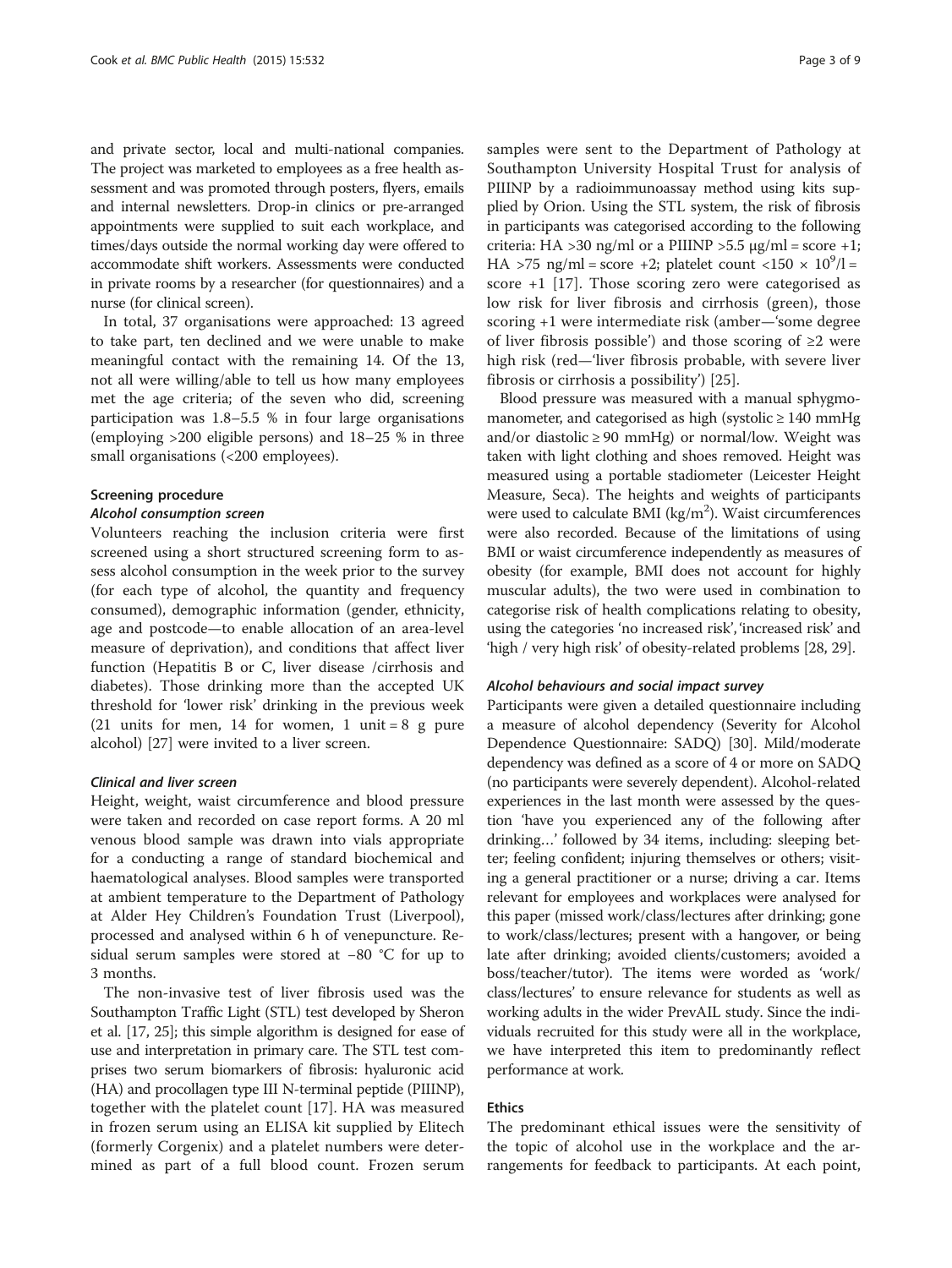and private sector, local and multi-national companies. The project was marketed to employees as a free health assessment and was promoted through posters, flyers, emails and internal newsletters. Drop-in clinics or pre-arranged appointments were supplied to suit each workplace, and times/days outside the normal working day were offered to accommodate shift workers. Assessments were conducted in private rooms by a researcher (for questionnaires) and a nurse (for clinical screen).

In total, 37 organisations were approached: 13 agreed to take part, ten declined and we were unable to make meaningful contact with the remaining 14. Of the 13, not all were willing/able to tell us how many employees met the age criteria; of the seven who did, screening participation was 1.8–5.5 % in four large organisations (employing >200 eligible persons) and 18–25 % in three small organisations (<200 employees).

### Screening procedure

#### *Alcohol consumption screen*

Volunteers reaching the inclusion criteria were first screened using a short structured screening form to assess alcohol consumption in the week prior to the survey (for each type of alcohol, the quantity and frequency consumed), demographic information (gender, ethnicity, age and postcode—to enable allocation of an area-level measure of deprivation), and conditions that affect liver function (Hepatitis B or C, liver disease /cirrhosis and diabetes). Those drinking more than the accepted UK threshold for 'lower risk' drinking in the previous week (21 units for men, 14 for women, 1 unit = 8 g pure alcohol) [27] were invited to a liver screen.

#### *Clinical and liver screen*

Height, weight, waist circumference and blood pressure were taken and recorded on case report forms. A 20 ml venous blood sample was drawn into vials appropriate for a conducting a range of standard biochemical and haematological analyses. Blood samples were transported at ambient temperature to the Department of Pathology at Alder Hey Children's Foundation Trust (Liverpool), processed and analysed within 6 h of venepuncture. Residual serum samples were stored at −80 °C for up to 3 months.

The non-invasive test of liver fibrosis used was the Southampton Traffic Light (STL) test developed by Sheron et al. [17, 25]; this simple algorithm is designed for ease of use and interpretation in primary care. The STL test comprises two serum biomarkers of fibrosis: hyaluronic acid (HA) and procollagen type III N-terminal peptide (PIIINP), together with the platelet count [17]. HA was measured in frozen serum using an ELISA kit supplied by Elitech (formerly Corgenix) and a platelet numbers were determined as part of a full blood count. Frozen serum samples were sent to the Department of Pathology at Southampton University Hospital Trust for analysis of PIIINP by a radioimmunoassay method using kits supplied by Orion. Using the STL system, the risk of fibrosis in participants was categorised according to the following criteria: HA >30 ng/ml or a PIIINP >5.5 μg/ml = score +1; HA >75 ng/ml = score +2; platelet count $<150 \times 10^9$/l = score +1 [17]. Those scoring zero were categorised as low risk for liver fibrosis and cirrhosis (green), those scoring +1 were intermediate risk (amber—'some degree of liver fibrosis possible') and those scoring of ≥2 were high risk (red—'liver fibrosis probable, with severe liver fibrosis or cirrhosis a possibility') [25].

Blood pressure was measured with a manual sphygmomanometer, and categorised as high (systolic ≥ 140 mmHg and/or diastolic ≥ 90 mmHg) or normal/low. Weight was taken with light clothing and shoes removed. Height was measured using a portable stadiometer (Leicester Height Measure, Seca). The heights and weights of participants were used to calculate BMI (kg/m$^2$). Waist circumferences were also recorded. Because of the limitations of using BMI or waist circumference independently as measures of obesity (for example, BMI does not account for highly muscular adults), the two were used in combination to categorise risk of health complications relating to obesity, using the categories 'no increased risk', 'increased risk' and 'high / very high risk' of obesity-related problems [28, 29].

#### *Alcohol behaviours and social impact survey*

Participants were given a detailed questionnaire including a measure of alcohol dependency (Severity for Alcohol Dependence Questionnaire: SADQ) [30]. Mild/moderate dependency was defined as a score of 4 or more on SADQ (no participants were severely dependent). Alcohol-related experiences in the last month were assessed by the question 'have you experienced any of the following after drinking…' followed by 34 items, including: sleeping better; feeling confident; injuring themselves or others; visiting a general practitioner or a nurse; driving a car. Items relevant for employees and workplaces were analysed for this paper (missed work/class/lectures after drinking; gone to work/class/lectures; present with a hangover, or being late after drinking; avoided clients/customers; avoided a boss/teacher/tutor). The items were worded as 'work/class/lectures' to ensure relevance for students as well as working adults in the wider PrevAIL study. Since the individuals recruited for this study were all in the workplace, we have interpreted this item to predominantly reflect performance at work.

### Ethics

The predominant ethical issues were the sensitivity of the topic of alcohol use in the workplace and the arrangements for feedback to participants. At each point,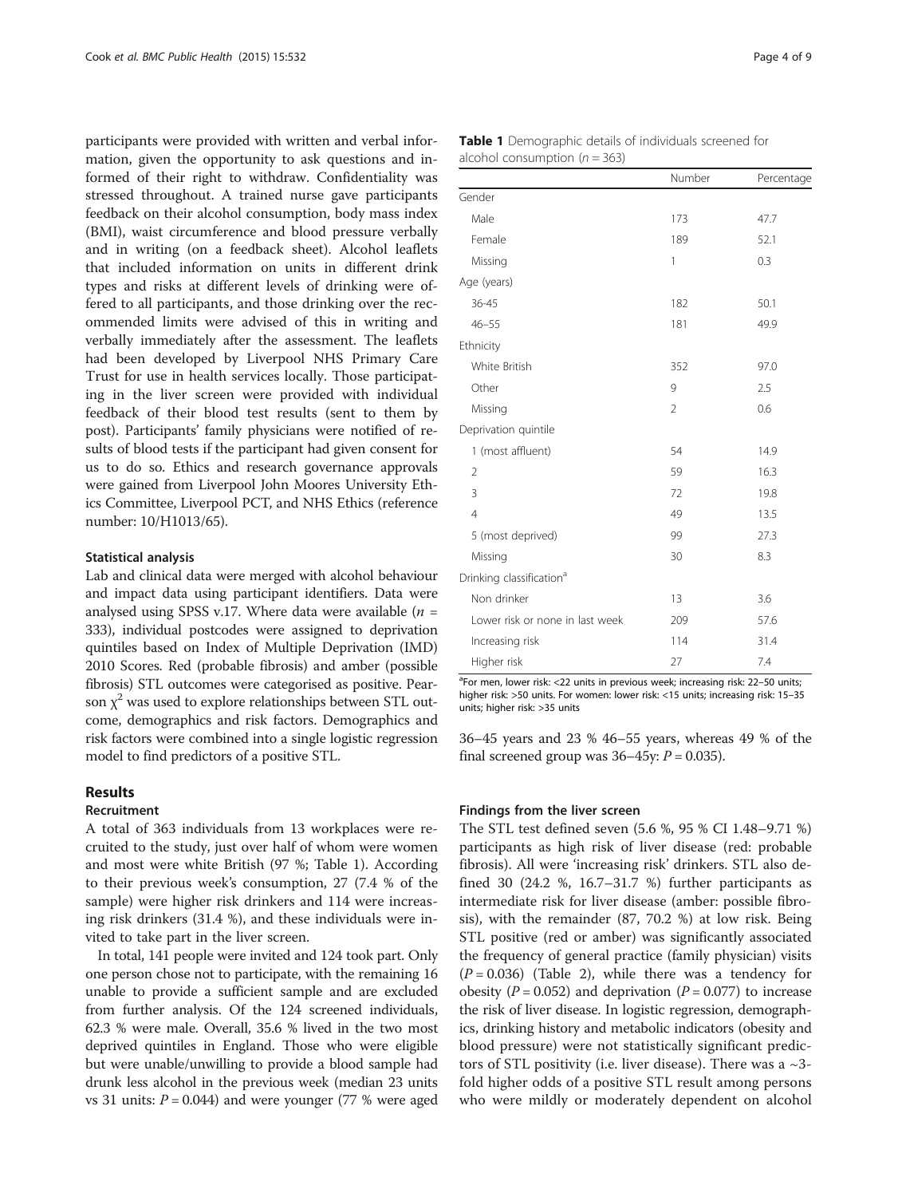participants were provided with written and verbal information, given the opportunity to ask questions and informed of their right to withdraw. Confidentiality was stressed throughout. A trained nurse gave participants feedback on their alcohol consumption, body mass index (BMI), waist circumference and blood pressure verbally and in writing (on a feedback sheet). Alcohol leaflets that included information on units in different drink types and risks at different levels of drinking were offered to all participants, and those drinking over the recommended limits were advised of this in writing and verbally immediately after the assessment. The leaflets had been developed by Liverpool NHS Primary Care Trust for use in health services locally. Those participating in the liver screen were provided with individual feedback of their blood test results (sent to them by post). Participants' family physicians were notified of results of blood tests if the participant had given consent for us to do so. Ethics and research governance approvals were gained from Liverpool John Moores University Ethics Committee, Liverpool PCT, and NHS Ethics (reference number: 10/H1013/65).

### Statistical analysis

Lab and clinical data were merged with alcohol behaviour and impact data using participant identifiers. Data were analysed using SPSS v.17. Where data were available ($n$ = 333), individual postcodes were assigned to deprivation quintiles based on Index of Multiple Deprivation (IMD) 2010 Scores. Red (probable fibrosis) and amber (possible fibrosis) STL outcomes were categorised as positive. Pearson $\chi^2$ was used to explore relationships between STL outcome, demographics and risk factors. Demographics and risk factors were combined into a single logistic regression model to find predictors of a positive STL.

## Results

### Recruitment

A total of 363 individuals from 13 workplaces were recruited to the study, just over half of whom were women and most were white British (97 %; Table 1). According to their previous week's consumption, 27 (7.4 % of the sample) were higher risk drinkers and 114 were increasing risk drinkers (31.4 %), and these individuals were invited to take part in the liver screen.

In total, 141 people were invited and 124 took part. Only one person chose not to participate, with the remaining 16 unable to provide a sufficient sample and are excluded from further analysis. Of the 124 screened individuals, 62.3 % were male. Overall, 35.6 % lived in the two most deprived quintiles in England. Those who were eligible but were unable/unwilling to provide a blood sample had drunk less alcohol in the previous week (median 23 units vs 31 units: $P$ = 0.044) and were younger (77 % were aged 36–45 years and 23 % 46–55 years, whereas 49 % of the final screened group was 36–45y: $P$ = 0.035).

**Table 1** Demographic details of individuals screened for alcohol consumption ($n$ = 363)

| | Number | Percentage |
|---|---|---|
| Gender | | |
| Male | 173 | 47.7 |
| Female | 189 | 52.1 |
| Missing | 1 | 0.3 |
| Age (years) | | |
| 36-45 | 182 | 50.1 |
| 46–55 | 181 | 49.9 |
| Ethnicity | | |
| White British | 352 | 97.0 |
| Other | 9 | 2.5 |
| Missing | 2 | 0.6 |
| Deprivation quintile | | |
| 1 (most affluent) | 54 | 14.9 |
| 2 | 59 | 16.3 |
| 3 | 72 | 19.8 |
| 4 | 49 | 13.5 |
| 5 (most deprived) | 99 | 27.3 |
| Missing | 30 | 8.3 |
| Drinking classification[a] | | |
| Non drinker | 13 | 3.6 |
| Lower risk or none in last week | 209 | 57.6 |
| Increasing risk | 114 | 31.4 |
| Higher risk | 27 | 7.4 |

[a]For men, lower risk: <22 units in previous week; increasing risk: 22–50 units; higher risk: >50 units. For women: lower risk: <15 units; increasing risk: 15–35 units; higher risk: >35 units

### Findings from the liver screen

The STL test defined seven (5.6 %, 95 % CI 1.48–9.71 %) participants as high risk of liver disease (red: probable fibrosis). All were 'increasing risk' drinkers. STL also defined 30 (24.2 %, 16.7–31.7 %) further participants as intermediate risk for liver disease (amber: possible fibrosis), with the remainder (87, 70.2 %) at low risk. Being STL positive (red or amber) was significantly associated the frequency of general practice (family physician) visits ($P$ = 0.036) (Table 2), while there was a tendency for obesity ($P$ = 0.052) and deprivation ($P$ = 0.077) to increase the risk of liver disease. In logistic regression, demographics, drinking history and metabolic indicators (obesity and blood pressure) were not statistically significant predictors of STL positivity (i.e. liver disease). There was a ~3-fold higher odds of a positive STL result among persons who were mildly or moderately dependent on alcohol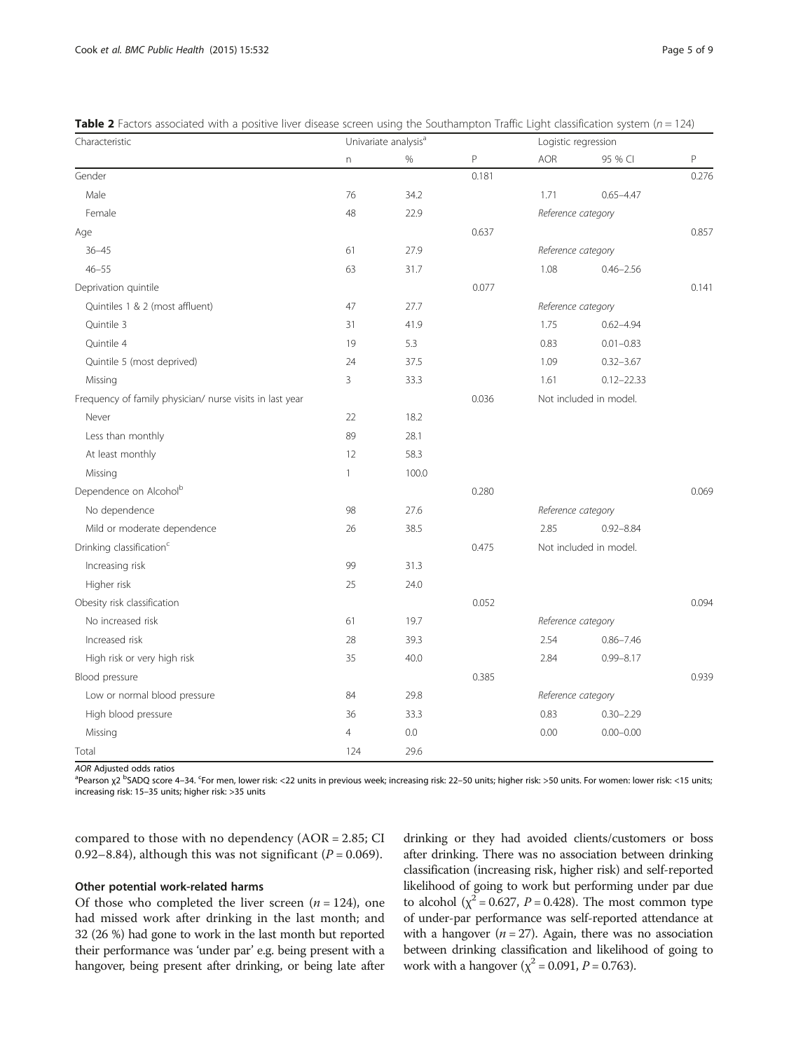**Table 2** Factors associated with a positive liver disease screen using the Southampton Traffic Light classification system ($n = 124$)

| Characteristic | Univariate analysis[a] | | | Logistic regression | | |
|---|---|---|---|---|---|---|
| | n | % | P | AOR | 95 % CI | P |
| Gender | | | 0.181 | | | 0.276 |
| Male | 76 | 34.2 | | 1.71 | 0.65–4.47 | |
| Female | 48 | 22.9 | | Reference category | | |
| Age | | | 0.637 | | | 0.857 |
| 36–45 | 61 | 27.9 | | Reference category | | |
| 46–55 | 63 | 31.7 | | 1.08 | 0.46–2.56 | |
| Deprivation quintile | | | 0.077 | | | 0.141 |
| Quintiles 1 & 2 (most affluent) | 47 | 27.7 | | Reference category | | |
| Quintile 3 | 31 | 41.9 | | 1.75 | 0.62–4.94 | |
| Quintile 4 | 19 | 5.3 | | 0.83 | 0.01–0.83 | |
| Quintile 5 (most deprived) | 24 | 37.5 | | 1.09 | 0.32–3.67 | |
| Missing | 3 | 33.3 | | 1.61 | 0.12–22.33 | |
| Frequency of family physician/ nurse visits in last year | | | 0.036 | Not included in model. | | |
| Never | 22 | 18.2 | | | | |
| Less than monthly | 89 | 28.1 | | | | |
| At least monthly | 12 | 58.3 | | | | |
| Missing | 1 | 100.0 | | | | |
| Dependence on Alcohol[b] | | | 0.280 | | | 0.069 |
| No dependence | 98 | 27.6 | | Reference category | | |
| Mild or moderate dependence | 26 | 38.5 | | 2.85 | 0.92–8.84 | |
| Drinking classification[c] | | | 0.475 | Not included in model. | | |
| Increasing risk | 99 | 31.3 | | | | |
| Higher risk | 25 | 24.0 | | | | |
| Obesity risk classification | | | 0.052 | | | 0.094 |
| No increased risk | 61 | 19.7 | | Reference category | | |
| Increased risk | 28 | 39.3 | | 2.54 | 0.86–7.46 | |
| High risk or very high risk | 35 | 40.0 | | 2.84 | 0.99–8.17 | |
| Blood pressure | | | 0.385 | | | 0.939 |
| Low or normal blood pressure | 84 | 29.8 | | Reference category | | |
| High blood pressure | 36 | 33.3 | | 0.83 | 0.30–2.29 | |
| Missing | 4 | 0.0 | | 0.00 | 0.00–0.00 | |
| Total | 124 | 29.6 | | | | |

*AOR* Adjusted odds ratios
[a]Pearson $\chi^2$ [b]SADQ score 4–34. [c]For men, lower risk: <22 units in previous week; increasing risk: 22–50 units; higher risk: >50 units. For women: lower risk: <15 units; increasing risk: 15–35 units; higher risk: >35 units

compared to those with no dependency (AOR = 2.85; CI 0.92–8.84), although this was not significant ($P = 0.069$).

### Other potential work-related harms

Of those who completed the liver screen ($n = 124$), one had missed work after drinking in the last month; and 32 (26 %) had gone to work in the last month but reported their performance was 'under par' e.g. being present with a hangover, being present after drinking, or being late after drinking or they had avoided clients/customers or boss after drinking. There was no association between drinking classification (increasing risk, higher risk) and self-reported likelihood of going to work but performing under par due to alcohol ($\chi^2 = 0.627$, $P = 0.428$). The most common type of under-par performance was self-reported attendance at with a hangover ($n = 27$). Again, there was no association between drinking classification and likelihood of going to work with a hangover ($\chi^2 = 0.091$, $P = 0.763$).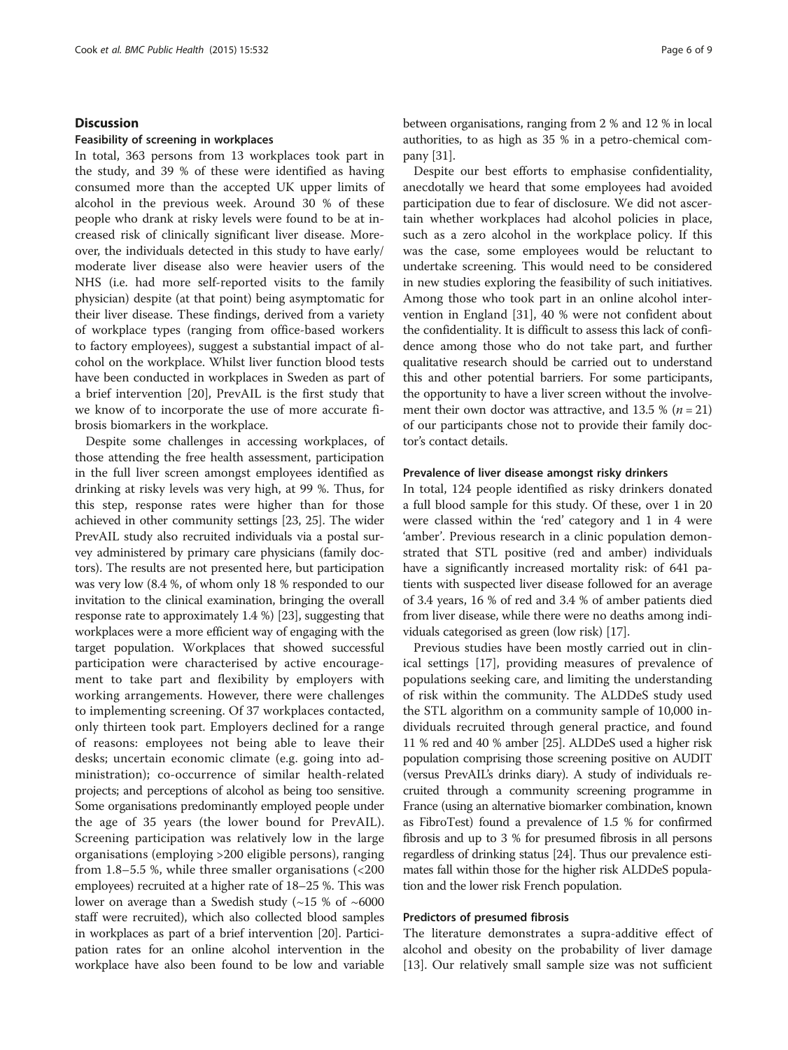## Discussion

### Feasibility of screening in workplaces

In total, 363 persons from 13 workplaces took part in the study, and 39 % of these were identified as having consumed more than the accepted UK upper limits of alcohol in the previous week. Around 30 % of these people who drank at risky levels were found to be at increased risk of clinically significant liver disease. Moreover, the individuals detected in this study to have early/moderate liver disease also were heavier users of the NHS (i.e. had more self-reported visits to the family physician) despite (at that point) being asymptomatic for their liver disease. These findings, derived from a variety of workplace types (ranging from office-based workers to factory employees), suggest a substantial impact of alcohol on the workplace. Whilst liver function blood tests have been conducted in workplaces in Sweden as part of a brief intervention [20], PrevAIL is the first study that we know of to incorporate the use of more accurate fibrosis biomarkers in the workplace.

Despite some challenges in accessing workplaces, of those attending the free health assessment, participation in the full liver screen amongst employees identified as drinking at risky levels was very high, at 99 %. Thus, for this step, response rates were higher than for those achieved in other community settings [23, 25]. The wider PrevAIL study also recruited individuals via a postal survey administered by primary care physicians (family doctors). The results are not presented here, but participation was very low (8.4 %, of whom only 18 % responded to our invitation to the clinical examination, bringing the overall response rate to approximately 1.4 %) [23], suggesting that workplaces were a more efficient way of engaging with the target population. Workplaces that showed successful participation were characterised by active encouragement to take part and flexibility by employers with working arrangements. However, there were challenges to implementing screening. Of 37 workplaces contacted, only thirteen took part. Employers declined for a range of reasons: employees not being able to leave their desks; uncertain economic climate (e.g. going into administration); co-occurrence of similar health-related projects; and perceptions of alcohol as being too sensitive. Some organisations predominantly employed people under the age of 35 years (the lower bound for PrevAIL). Screening participation was relatively low in the large organisations (employing >200 eligible persons), ranging from 1.8–5.5 %, while three smaller organisations (<200 employees) recruited at a higher rate of 18–25 %. This was lower on average than a Swedish study (~15 % of ~6000 staff were recruited), which also collected blood samples in workplaces as part of a brief intervention [20]. Participation rates for an online alcohol intervention in the workplace have also been found to be low and variable between organisations, ranging from 2 % and 12 % in local authorities, to as high as 35 % in a petro-chemical company [31].

Despite our best efforts to emphasise confidentiality, anecdotally we heard that some employees had avoided participation due to fear of disclosure. We did not ascertain whether workplaces had alcohol policies in place, such as a zero alcohol in the workplace policy. If this was the case, some employees would be reluctant to undertake screening. This would need to be considered in new studies exploring the feasibility of such initiatives. Among those who took part in an online alcohol intervention in England [31], 40 % were not confident about the confidentiality. It is difficult to assess this lack of confidence among those who do not take part, and further qualitative research should be carried out to understand this and other potential barriers. For some participants, the opportunity to have a liver screen without the involvement their own doctor was attractive, and 13.5 % ($n = 21$) of our participants chose not to provide their family doctor's contact details.

### Prevalence of liver disease amongst risky drinkers

In total, 124 people identified as risky drinkers donated a full blood sample for this study. Of these, over 1 in 20 were classed within the 'red' category and 1 in 4 were 'amber'. Previous research in a clinic population demonstrated that STL positive (red and amber) individuals have a significantly increased mortality risk: of 641 patients with suspected liver disease followed for an average of 3.4 years, 16 % of red and 3.4 % of amber patients died from liver disease, while there were no deaths among individuals categorised as green (low risk) [17].

Previous studies have been mostly carried out in clinical settings [17], providing measures of prevalence of populations seeking care, and limiting the understanding of risk within the community. The ALDDeS study used the STL algorithm on a community sample of 10,000 individuals recruited through general practice, and found 11 % red and 40 % amber [25]. ALDDeS used a higher risk population comprising those screening positive on AUDIT (versus PrevAIL's drinks diary). A study of individuals recruited through a community screening programme in France (using an alternative biomarker combination, known as FibroTest) found a prevalence of 1.5 % for confirmed fibrosis and up to 3 % for presumed fibrosis in all persons regardless of drinking status [24]. Thus our prevalence estimates fall within those for the higher risk ALDDeS population and the lower risk French population.

### Predictors of presumed fibrosis

The literature demonstrates a supra-additive effect of alcohol and obesity on the probability of liver damage [13]. Our relatively small sample size was not sufficient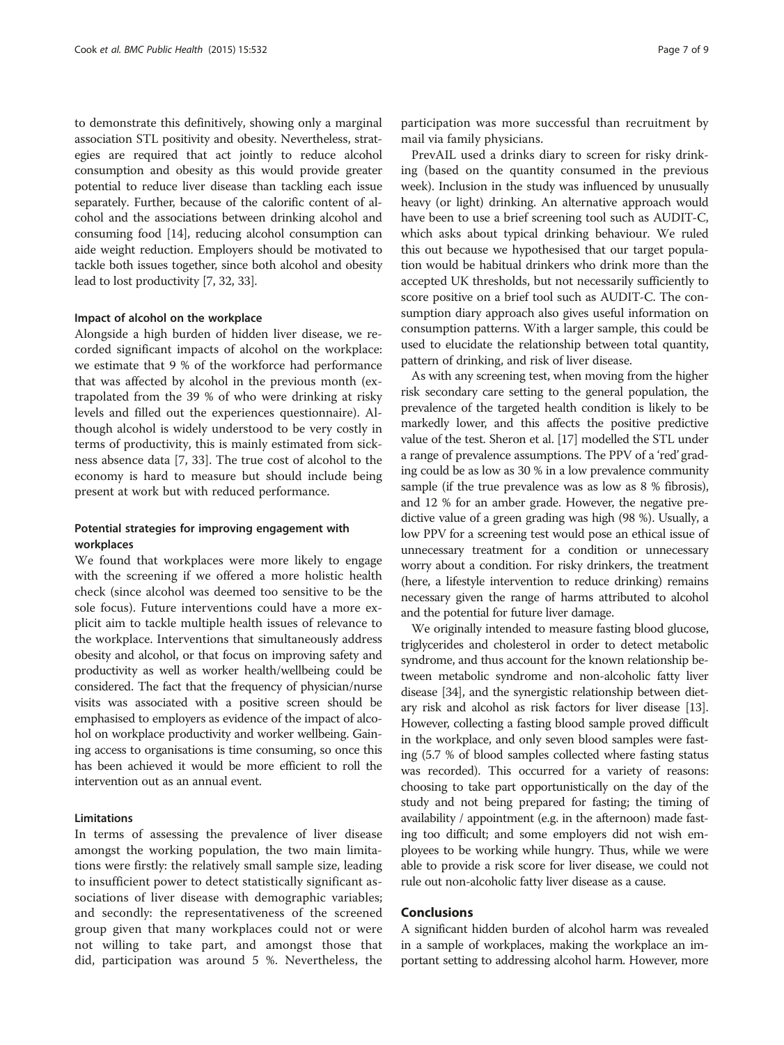to demonstrate this definitively, showing only a marginal association STL positivity and obesity. Nevertheless, strategies are required that act jointly to reduce alcohol consumption and obesity as this would provide greater potential to reduce liver disease than tackling each issue separately. Further, because of the calorific content of alcohol and the associations between drinking alcohol and consuming food [14], reducing alcohol consumption can aide weight reduction. Employers should be motivated to tackle both issues together, since both alcohol and obesity lead to lost productivity [7, 32, 33].

#### Impact of alcohol on the workplace

Alongside a high burden of hidden liver disease, we recorded significant impacts of alcohol on the workplace: we estimate that 9 % of the workforce had performance that was affected by alcohol in the previous month (extrapolated from the 39 % of who were drinking at risky levels and filled out the experiences questionnaire). Although alcohol is widely understood to be very costly in terms of productivity, this is mainly estimated from sickness absence data [7, 33]. The true cost of alcohol to the economy is hard to measure but should include being present at work but with reduced performance.

#### Potential strategies for improving engagement with workplaces

We found that workplaces were more likely to engage with the screening if we offered a more holistic health check (since alcohol was deemed too sensitive to be the sole focus). Future interventions could have a more explicit aim to tackle multiple health issues of relevance to the workplace. Interventions that simultaneously address obesity and alcohol, or that focus on improving safety and productivity as well as worker health/wellbeing could be considered. The fact that the frequency of physician/nurse visits was associated with a positive screen should be emphasised to employers as evidence of the impact of alcohol on workplace productivity and worker wellbeing. Gaining access to organisations is time consuming, so once this has been achieved it would be more efficient to roll the intervention out as an annual event.

#### Limitations

In terms of assessing the prevalence of liver disease amongst the working population, the two main limitations were firstly: the relatively small sample size, leading to insufficient power to detect statistically significant associations of liver disease with demographic variables; and secondly: the representativeness of the screened group given that many workplaces could not or were not willing to take part, and amongst those that did, participation was around 5 %. Nevertheless, the participation was more successful than recruitment by mail via family physicians.

PrevAIL used a drinks diary to screen for risky drinking (based on the quantity consumed in the previous week). Inclusion in the study was influenced by unusually heavy (or light) drinking. An alternative approach would have been to use a brief screening tool such as AUDIT-C, which asks about typical drinking behaviour. We ruled this out because we hypothesised that our target population would be habitual drinkers who drink more than the accepted UK thresholds, but not necessarily sufficiently to score positive on a brief tool such as AUDIT-C. The consumption diary approach also gives useful information on consumption patterns. With a larger sample, this could be used to elucidate the relationship between total quantity, pattern of drinking, and risk of liver disease.

As with any screening test, when moving from the higher risk secondary care setting to the general population, the prevalence of the targeted health condition is likely to be markedly lower, and this affects the positive predictive value of the test. Sheron et al. [17] modelled the STL under a range of prevalence assumptions. The PPV of a 'red' grading could be as low as 30 % in a low prevalence community sample (if the true prevalence was as low as 8 % fibrosis), and 12 % for an amber grade. However, the negative predictive value of a green grading was high (98 %). Usually, a low PPV for a screening test would pose an ethical issue of unnecessary treatment for a condition or unnecessary worry about a condition. For risky drinkers, the treatment (here, a lifestyle intervention to reduce drinking) remains necessary given the range of harms attributed to alcohol and the potential for future liver damage.

We originally intended to measure fasting blood glucose, triglycerides and cholesterol in order to detect metabolic syndrome, and thus account for the known relationship between metabolic syndrome and non-alcoholic fatty liver disease [34], and the synergistic relationship between dietary risk and alcohol as risk factors for liver disease [13]. However, collecting a fasting blood sample proved difficult in the workplace, and only seven blood samples were fasting (5.7 % of blood samples collected where fasting status was recorded). This occurred for a variety of reasons: choosing to take part opportunistically on the day of the study and not being prepared for fasting; the timing of availability / appointment (e.g. in the afternoon) made fasting too difficult; and some employers did not wish employees to be working while hungry. Thus, while we were able to provide a risk score for liver disease, we could not rule out non-alcoholic fatty liver disease as a cause.

## Conclusions

A significant hidden burden of alcohol harm was revealed in a sample of workplaces, making the workplace an important setting to addressing alcohol harm. However, more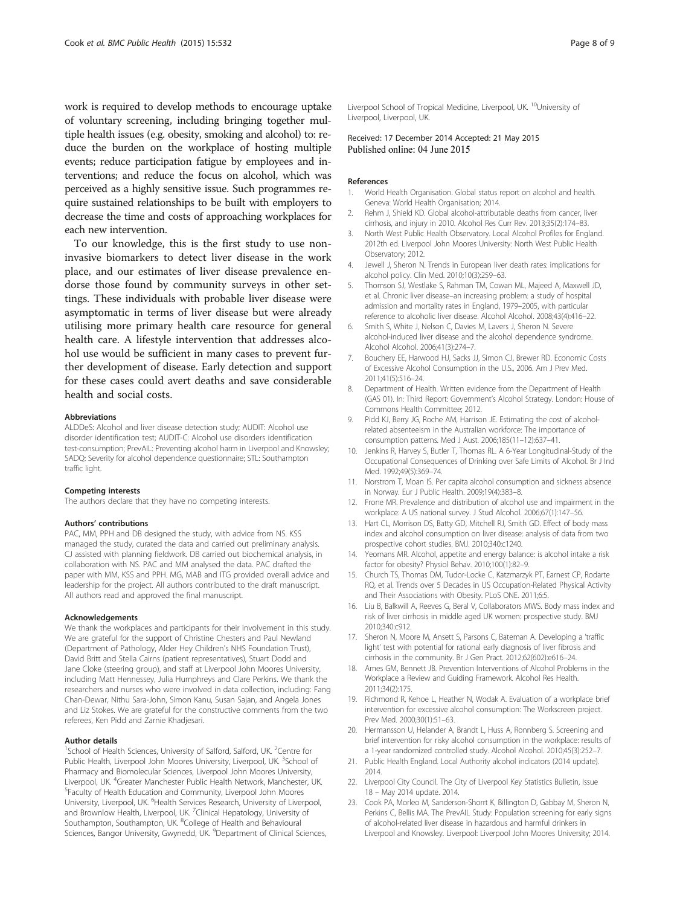work is required to develop methods to encourage uptake of voluntary screening, including bringing together multiple health issues (e.g. obesity, smoking and alcohol) to: reduce the burden on the workplace of hosting multiple events; reduce participation fatigue by employees and interventions; and reduce the focus on alcohol, which was perceived as a highly sensitive issue. Such programmes require sustained relationships to be built with employers to decrease the time and costs of approaching workplaces for each new intervention.

To our knowledge, this is the first study to use non-invasive biomarkers to detect liver disease in the work place, and our estimates of liver disease prevalence endorse those found by community surveys in other settings. These individuals with probable liver disease were asymptomatic in terms of liver disease but were already utilising more primary health care resource for general health care. A lifestyle intervention that addresses alcohol use would be sufficient in many cases to prevent further development of disease. Early detection and support for these cases could avert deaths and save considerable health and social costs.

#### Abbreviations

ALDDeS: Alcohol and liver disease detection study; AUDIT: Alcohol use disorder identification test; AUDIT-C: Alcohol use disorders identification test-consumption; PrevAIL: Preventing alcohol harm in Liverpool and Knowsley; SADQ: Severity for alcohol dependence questionnaire; STL: Southampton traffic light.

#### Competing interests

The authors declare that they have no competing interests.

#### Authors' contributions

PAC, MM, PPH and DB designed the study, with advice from NS. KSS managed the study, curated the data and carried out preliminary analysis. CJ assisted with planning fieldwork. DB carried out biochemical analysis, in collaboration with NS. PAC and MM analysed the data. PAC drafted the paper with MM, KSS and PPH. MG, MAB and ITG provided overall advice and leadership for the project. All authors contributed to the draft manuscript. All authors read and approved the final manuscript.

#### Acknowledgements

We thank the workplaces and participants for their involvement in this study. We are grateful for the support of Christine Chesters and Paul Newland (Department of Pathology, Alder Hey Children's NHS Foundation Trust), David Britt and Stella Cairns (patient representatives), Stuart Dodd and Jane Cloke (steering group), and staff at Liverpool John Moores University, including Matt Hennessey, Julia Humphreys and Clare Perkins. We thank the researchers and nurses who were involved in data collection, including: Fang Chan-Dewar, Nithu Sara-John, Simon Kanu, Susan Sajan, and Angela Jones and Liz Stokes. We are grateful for the constructive comments from the two referees, Ken Pidd and Zarnie Khadjesari.

#### Author details

[1]School of Health Sciences, University of Salford, Salford, UK. [2]Centre for Public Health, Liverpool John Moores University, Liverpool, UK. [3]School of Pharmacy and Biomolecular Sciences, Liverpool John Moores University, Liverpool, UK. [4]Greater Manchester Public Health Network, Manchester, UK. [5]Faculty of Health Education and Community, Liverpool John Moores University, Liverpool, UK. [6]Health Services Research, University of Liverpool, and Brownlow Health, Liverpool, UK. [7]Clinical Hepatology, University of Southampton, Southampton, UK. [8]College of Health and Behavioural Sciences, Bangor University, Gwynedd, UK. [9]Department of Clinical Sciences, Liverpool School of Tropical Medicine, Liverpool, UK. [10]University of Liverpool, Liverpool, UK.

Received: 17 December 2014 Accepted: 21 May 2015
Published online: 04 June 2015

#### References

1. World Health Organisation. Global status report on alcohol and health. Geneva: World Health Organisation; 2014.
2. Rehm J, Shield KD. Global alcohol-attributable deaths from cancer, liver cirrhosis, and injury in 2010. Alcohol Res Curr Rev. 2013;35(2):174–83.
3. North West Public Health Observatory. Local Alcohol Profiles for England. 2012th ed. Liverpool John Moores University: North West Public Health Observatory; 2012.
4. Jewell J, Sheron N. Trends in European liver death rates: implications for alcohol policy. Clin Med. 2010;10(3):259–63.
5. Thomson SJ, Westlake S, Rahman TM, Cowan ML, Majeed A, Maxwell JD, et al. Chronic liver disease–an increasing problem: a study of hospital admission and mortality rates in England, 1979–2005, with particular reference to alcoholic liver disease. Alcohol Alcohol. 2008;43(4):416–22.
6. Smith S, White J, Nelson C, Davies M, Lavers J, Sheron N. Severe alcohol-induced liver disease and the alcohol dependence syndrome. Alcohol Alcohol. 2006;41(3):274–7.
7. Bouchery EE, Harwood HJ, Sacks JJ, Simon CJ, Brewer RD. Economic Costs of Excessive Alcohol Consumption in the U.S., 2006. Am J Prev Med. 2011;41(5):516–24.
8. Department of Health. Written evidence from the Department of Health (GAS 01). In: Third Report: Government's Alcohol Strategy. London: House of Commons Health Committee; 2012.
9. Pidd KJ, Berry JG, Roche AM, Harrison JE. Estimating the cost of alcohol-related absenteeism in the Australian workforce: The importance of consumption patterns. Med J Aust. 2006;185(11–12):637–41.
10. Jenkins R, Harvey S, Butler T, Thomas RL. A 6-Year Longitudinal-Study of the Occupational Consequences of Drinking over Safe Limits of Alcohol. Br J Ind Med. 1992;49(5):369–74.
11. Norstrom T, Moan IS. Per capita alcohol consumption and sickness absence in Norway. Eur J Public Health. 2009;19(4):383–8.
12. Frone MR. Prevalence and distribution of alcohol use and impairment in the workplace: A US national survey. J Stud Alcohol. 2006;67(1):147–56.
13. Hart CL, Morrison DS, Batty GD, Mitchell RJ, Smith GD. Effect of body mass index and alcohol consumption on liver disease: analysis of data from two prospective cohort studies. BMJ. 2010;340:c1240.
14. Yeomans MR. Alcohol, appetite and energy balance: is alcohol intake a risk factor for obesity? Physiol Behav. 2010;100(1):82–9.
15. Church TS, Thomas DM, Tudor-Locke C, Katzmarzyk PT, Earnest CP, Rodarte RQ, et al. Trends over 5 Decades in US Occupation-Related Physical Activity and Their Associations with Obesity. PLoS ONE. 2011;6:5.
16. Liu B, Balkwill A, Reeves G, Beral V, Collaborators MWS. Body mass index and risk of liver cirrhosis in middle aged UK women: prospective study. BMJ 2010;340:c912.
17. Sheron N, Moore M, Ansett S, Parsons C, Bateman A. Developing a 'traffic light' test with potential for rational early diagnosis of liver fibrosis and cirrhosis in the community. Br J Gen Pract. 2012;62(602):e616–24.
18. Ames GM, Bennett JB. Prevention Interventions of Alcohol Problems in the Workplace a Review and Guiding Framework. Alcohol Res Health. 2011;34(2):175.
19. Richmond R, Kehoe L, Heather N, Wodak A. Evaluation of a workplace brief intervention for excessive alcohol consumption: The Workscreen project. Prev Med. 2000;30(1):51–63.
20. Hermansson U, Helander A, Brandt L, Huss A, Ronnberg S. Screening and brief intervention for risky alcohol consumption in the workplace: results of a 1-year randomized controlled study. Alcohol Alcohol. 2010;45(3):252–7.
21. Public Health England. Local Authority alcohol indicators (2014 update). 2014.
22. Liverpool City Council. The City of Liverpool Key Statistics Bulletin, Issue 18 – May 2014 update. 2014.
23. Cook PA, Morleo M, Sanderson-Shorrt K, Billington D, Gabbay M, Sheron N, Perkins C, Bellis MA. The PrevAIL Study: Population screening for early signs of alcohol-related liver disease in hazardous and harmful drinkers in Liverpool and Knowsley. Liverpool: Liverpool John Moores University; 2014.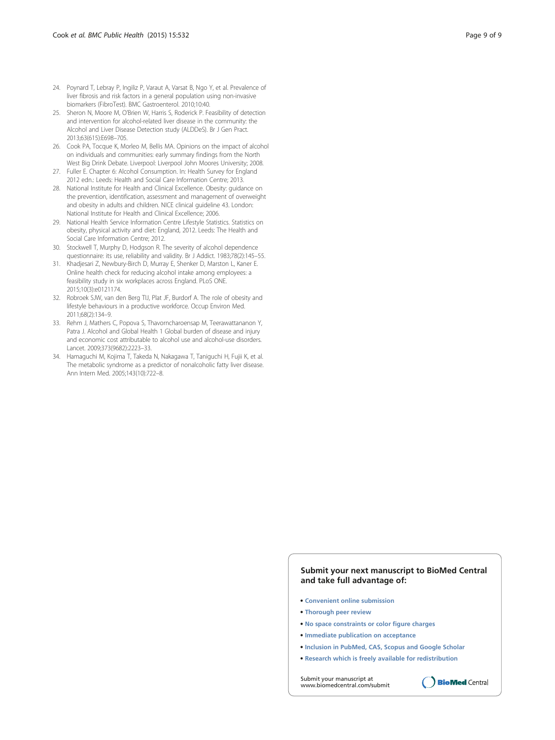24. Poynard T, Lebray P, Ingiliz P, Varaut A, Varsat B, Ngo Y, et al. Prevalence of liver fibrosis and risk factors in a general population using non-invasive biomarkers (FibroTest). BMC Gastroenterol. 2010;10:40.
25. Sheron N, Moore M, O'Brien W, Harris S, Roderick P. Feasibility of detection and intervention for alcohol-related liver disease in the community: the Alcohol and Liver Disease Detection study (ALDDeS). Br J Gen Pract. 2013;63(615):E698–705.
26. Cook PA, Tocque K, Morleo M, Bellis MA. Opinions on the impact of alcohol on individuals and communities: early summary findings from the North West Big Drink Debate. Liverpool: Liverpool John Moores University; 2008.
27. Fuller E. Chapter 6: Alcohol Consumption. In: Health Survey for England 2012 edn.: Leeds: Health and Social Care Information Centre; 2013.
28. National Institute for Health and Clinical Excellence. Obesity: guidance on the prevention, identification, assessment and management of overweight and obesity in adults and children. NICE clinical guideline 43. London: National Institute for Health and Clinical Excellence; 2006.
29. National Health Service Information Centre Lifestyle Statistics. Statistics on obesity, physical activity and diet: England, 2012. Leeds: The Health and Social Care Information Centre; 2012.
30. Stockwell T, Murphy D, Hodgson R. The severity of alcohol dependence questionnaire: its use, reliability and validity. Br J Addict. 1983;78(2):145–55.
31. Khadjesari Z, Newbury-Birch D, Murray E, Shenker D, Marston L, Kaner E. Online health check for reducing alcohol intake among employees: a feasibility study in six workplaces across England. PLoS ONE. 2015;10(3):e0121174.
32. Robroek SJW, van den Berg TIJ, Plat JF, Burdorf A. The role of obesity and lifestyle behaviours in a productive workforce. Occup Environ Med. 2011;68(2):134–9.
33. Rehm J, Mathers C, Popova S, Thavorncharoensap M, Teerawattananon Y, Patra J. Alcohol and Global Health 1 Global burden of disease and injury and economic cost attributable to alcohol use and alcohol-use disorders. Lancet. 2009;373(9682):2223–33.
34. Hamaguchi M, Kojima T, Takeda N, Nakagawa T, Taniguchi H, Fujii K, et al. The metabolic syndrome as a predictor of nonalcoholic fatty liver disease. Ann Intern Med. 2005;143(10):722–8.

**Submit your next manuscript to BioMed Central and take full advantage of:**

- **Convenient online submission**
- **Thorough peer review**
- **No space constraints or color figure charges**
- **Immediate publication on acceptance**
- **Inclusion in PubMed, CAS, Scopus and Google Scholar**
- **Research which is freely available for redistribution**

Submit your manuscript at
www.biomedcentral.com/submit

BioMed Central